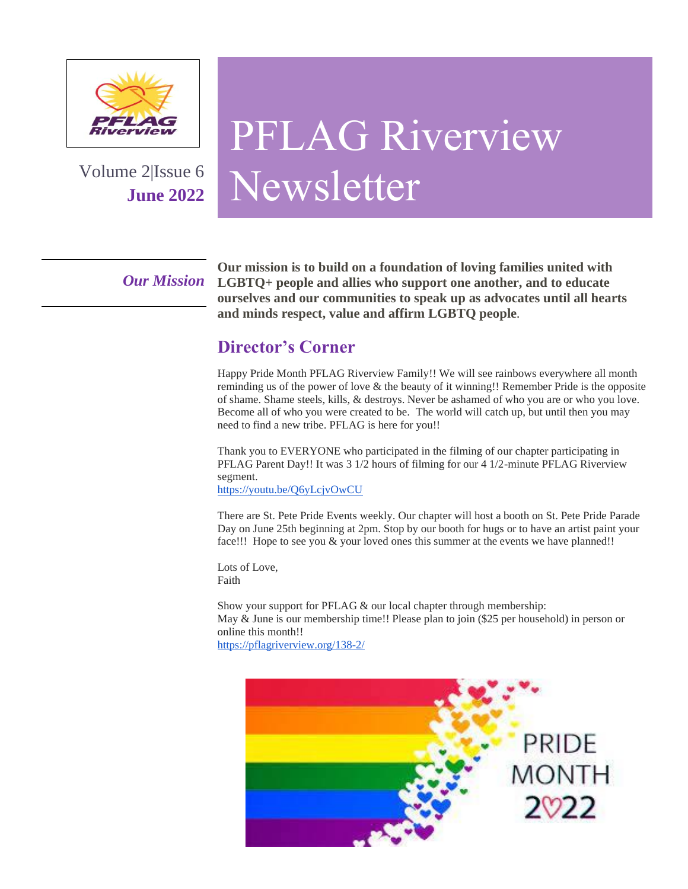# PFLAG Riverview Newsletter

Volume 2|Issue 6
**June 2022**

***Our Mission***

**Our mission is to build on a foundation of loving families united with LGBTQ+ people and allies who support one another, and to educate ourselves and our communities to speak up as advocates until all hearts and minds respect, value and affirm LGBTQ people.**

## Director's Corner

Happy Pride Month PFLAG Riverview Family!! We will see rainbows everywhere all month reminding us of the power of love & the beauty of it winning!! Remember Pride is the opposite of shame. Shame steels, kills, & destroys. Never be ashamed of who you are or who you love. Become all of who you were created to be. The world will catch up, but until then you may need to find a new tribe. PFLAG is here for you!!

Thank you to EVERYONE who participated in the filming of our chapter participating in PFLAG Parent Day!! It was 3 1/2 hours of filming for our 4 1/2-minute PFLAG Riverview segment.
https://youtu.be/Q6yLcjvOwCU

There are St. Pete Pride Events weekly. Our chapter will host a booth on St. Pete Pride Parade Day on June 25th beginning at 2pm. Stop by our booth for hugs or to have an artist paint your face!!! Hope to see you & your loved ones this summer at the events we have planned!!

Lots of Love,
Faith

Show your support for PFLAG & our local chapter through membership:
May & June is our membership time!! Please plan to join ($25 per household) in person or online this month!!
https://pflagriverview.org/138-2/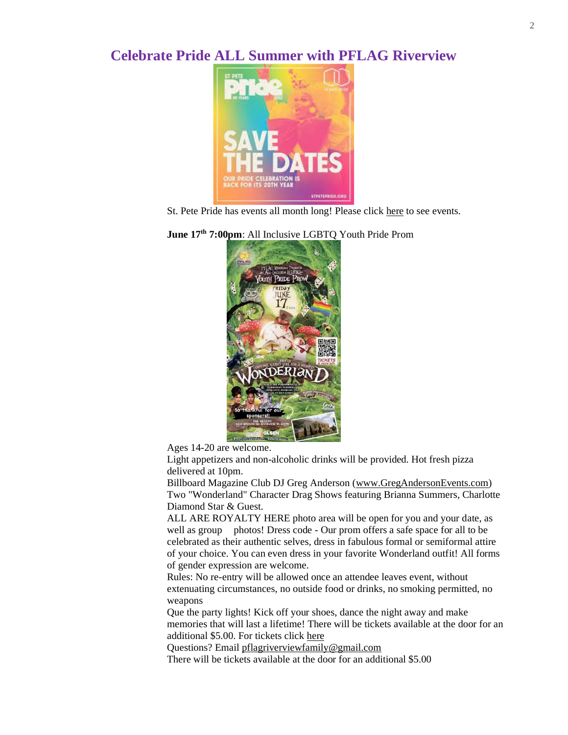# Celebrate Pride ALL Summer with PFLAG Riverview

St. Pete Pride has events all month long! Please click here to see events.

**June 17th 7:00pm**: All Inclusive LGBTQ Youth Pride Prom

Ages 14-20 are welcome.
Light appetizers and non-alcoholic drinks will be provided. Hot fresh pizza delivered at 10pm.
Billboard Magazine Club DJ Greg Anderson (www.GregAndersonEvents.com)
Two "Wonderland" Character Drag Shows featuring Brianna Summers, Charlotte Diamond Star & Guest.
ALL ARE ROYALTY HERE photo area will be open for you and your date, as well as group photos! Dress code - Our prom offers a safe space for all to be celebrated as their authentic selves, dress in fabulous formal or semiformal attire of your choice. You can even dress in your favorite Wonderland outfit! All forms of gender expression are welcome.
Rules: No re-entry will be allowed once an attendee leaves event, without extenuating circumstances, no outside food or drinks, no smoking permitted, no weapons
Que the party lights! Kick off your shoes, dance the night away and make memories that will last a lifetime! There will be tickets available at the door for an additional $5.00. For tickets click here
Questions? Email pflagriverviewfamily@gmail.com
There will be tickets available at the door for an additional $5.00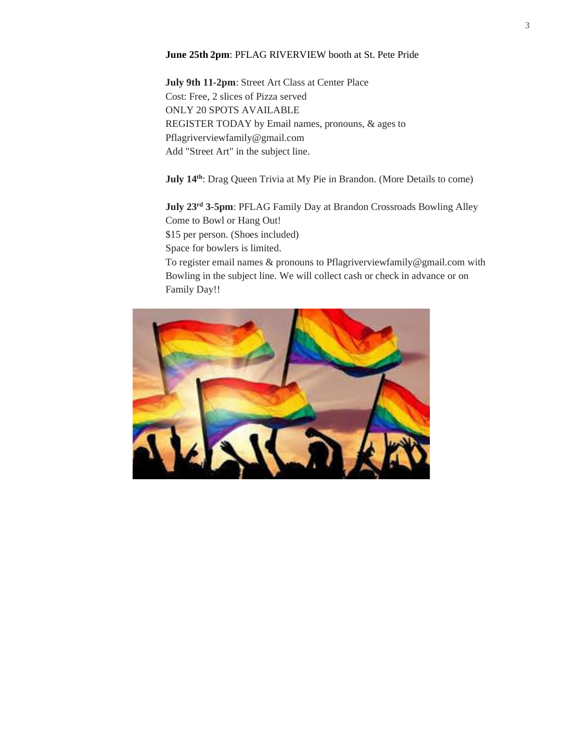**June 25th 2pm**: PFLAG RIVERVIEW booth at St. Pete Pride

**July 9th 11-2pm**: Street Art Class at Center Place
Cost: Free, 2 slices of Pizza served
ONLY 20 SPOTS AVAILABLE
REGISTER TODAY by Email names, pronouns, & ages to
Pflagriverviewfamily@gmail.com
Add "Street Art" in the subject line.

**July 14th**: Drag Queen Trivia at My Pie in Brandon. (More Details to come)

**July 23rd 3-5pm**: PFLAG Family Day at Brandon Crossroads Bowling Alley
Come to Bowl or Hang Out!
$15 per person. (Shoes included)
Space for bowlers is limited.
To register email names & pronouns to Pflagriverviewfamily@gmail.com with Bowling in the subject line. We will collect cash or check in advance or on Family Day!!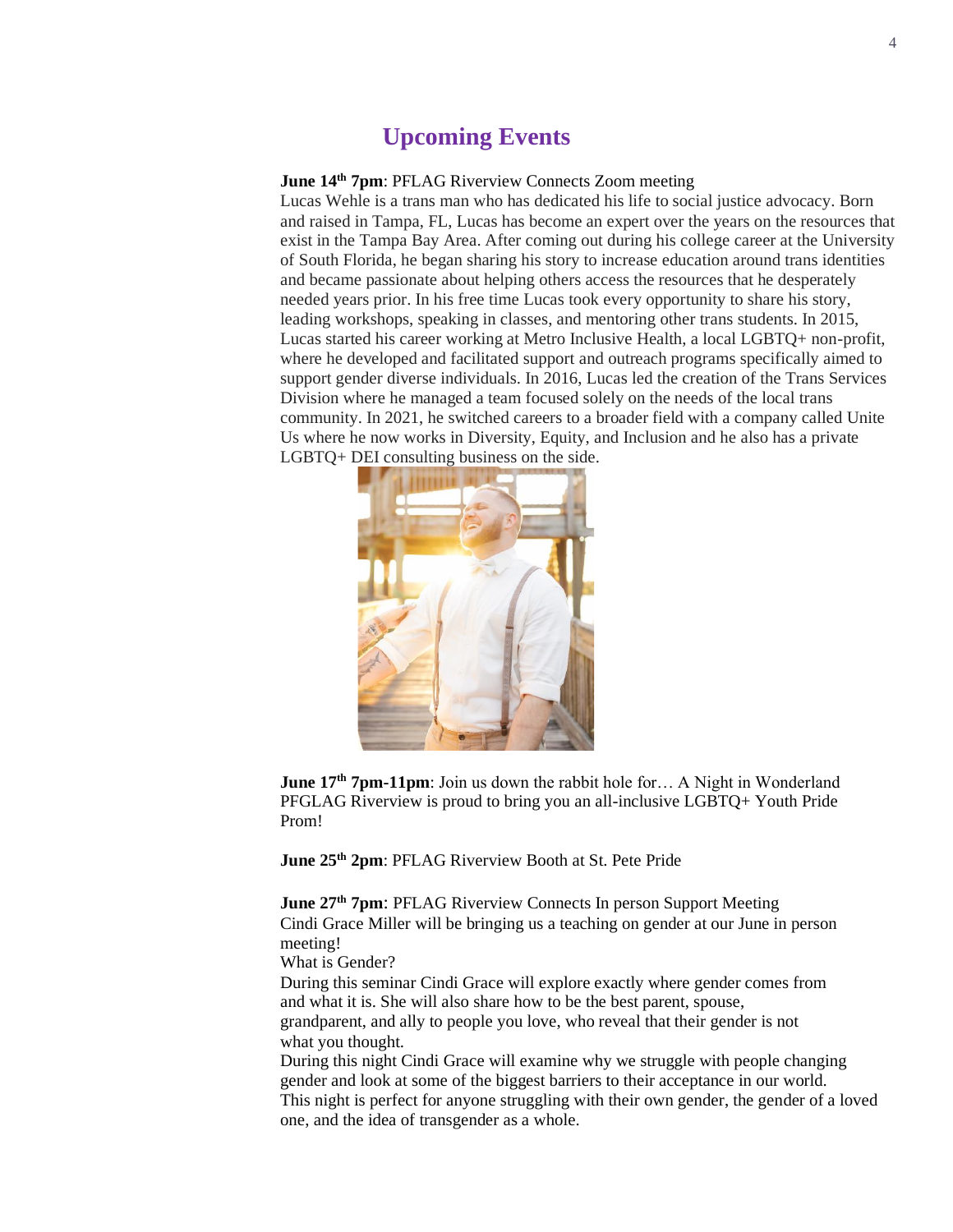# Upcoming Events

**June 14th 7pm**: PFLAG Riverview Connects Zoom meeting
Lucas Wehle is a trans man who has dedicated his life to social justice advocacy. Born and raised in Tampa, FL, Lucas has become an expert over the years on the resources that exist in the Tampa Bay Area. After coming out during his college career at the University of South Florida, he began sharing his story to increase education around trans identities and became passionate about helping others access the resources that he desperately needed years prior. In his free time Lucas took every opportunity to share his story, leading workshops, speaking in classes, and mentoring other trans students. In 2015, Lucas started his career working at Metro Inclusive Health, a local LGBTQ+ non-profit, where he developed and facilitated support and outreach programs specifically aimed to support gender diverse individuals. In 2016, Lucas led the creation of the Trans Services Division where he managed a team focused solely on the needs of the local trans community. In 2021, he switched careers to a broader field with a company called Unite Us where he now works in Diversity, Equity, and Inclusion and he also has a private LGBTQ+ DEI consulting business on the side.

**June 17th 7pm-11pm**: Join us down the rabbit hole for… A Night in Wonderland
PFGLAG Riverview is proud to bring you an all-inclusive LGBTQ+ Youth Pride Prom!

**June 25th 2pm**: PFLAG Riverview Booth at St. Pete Pride

**June 27th 7pm**: PFLAG Riverview Connects In person Support Meeting
Cindi Grace Miller will be bringing us a teaching on gender at our June in person meeting!
What is Gender?
During this seminar Cindi Grace will explore exactly where gender comes from and what it is. She will also share how to be the best parent, spouse, grandparent, and ally to people you love, who reveal that their gender is not what you thought.
During this night Cindi Grace will examine why we struggle with people changing gender and look at some of the biggest barriers to their acceptance in our world.
This night is perfect for anyone struggling with their own gender, the gender of a loved one, and the idea of transgender as a whole.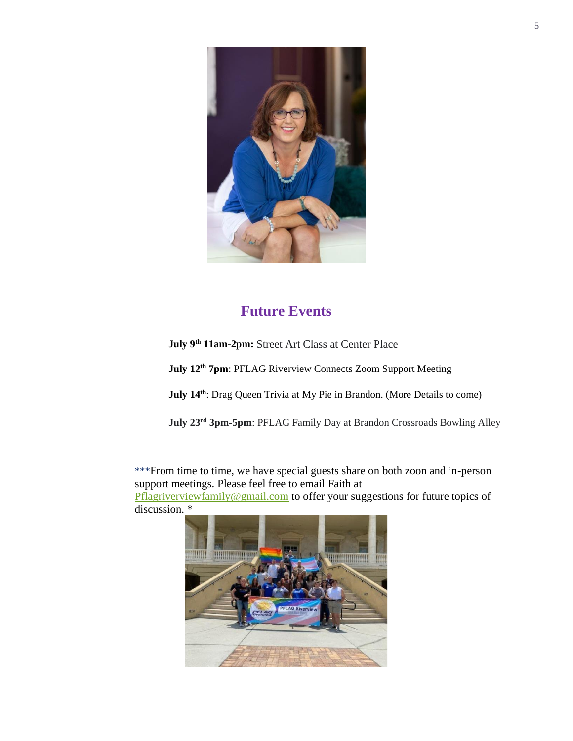## Future Events

**July 9th 11am-2pm:** Street Art Class at Center Place

**July 12th 7pm**: PFLAG Riverview Connects Zoom Support Meeting

**July 14th**: Drag Queen Trivia at My Pie in Brandon. (More Details to come)

**July 23rd 3pm-5pm**: PFLAG Family Day at Brandon Crossroads Bowling Alley

***From time to time, we have special guests share on both zoon and in-person support meetings. Please feel free to email Faith at Pflagriverviewfamily@gmail.com to offer your suggestions for future topics of discussion. *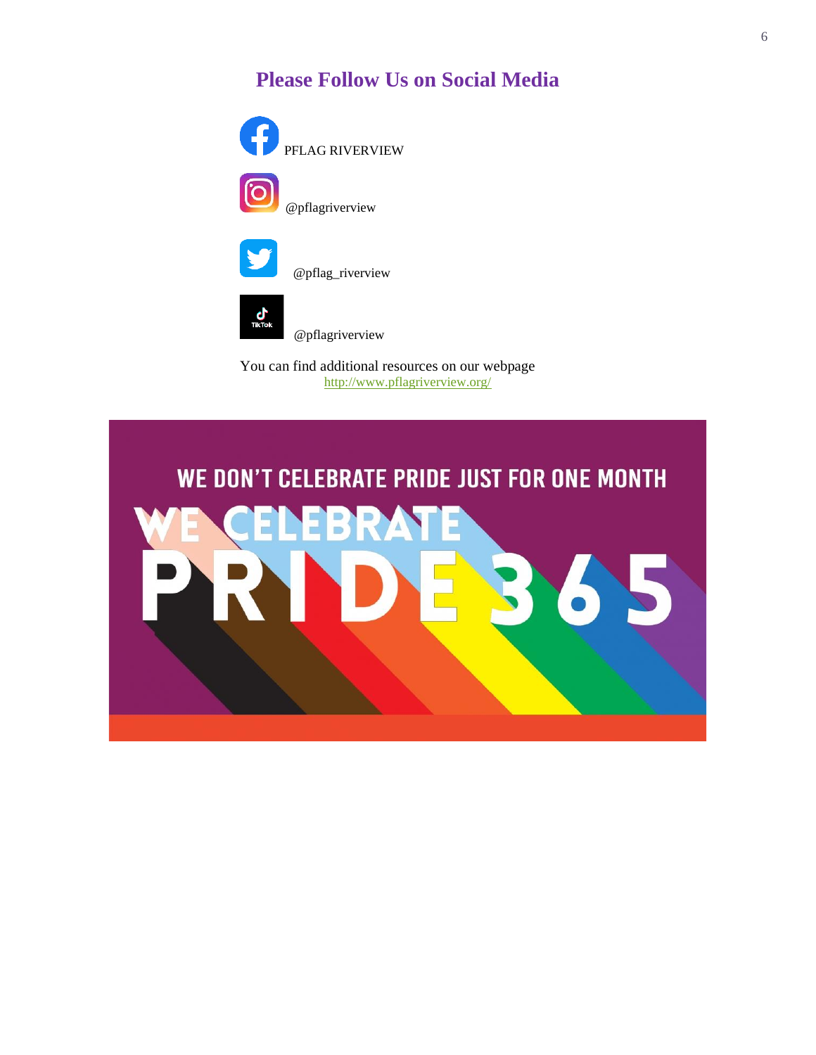## Please Follow Us on Social Media

PFLAG RIVERVIEW

@pflagriverview

@pflag_riverview

@pflagriverview

You can find additional resources on our webpage
http://www.pflagriverview.org/

WE DON'T CELEBRATE PRIDE JUST FOR ONE MONTH

WE CELEBRATE

PRIDE 365